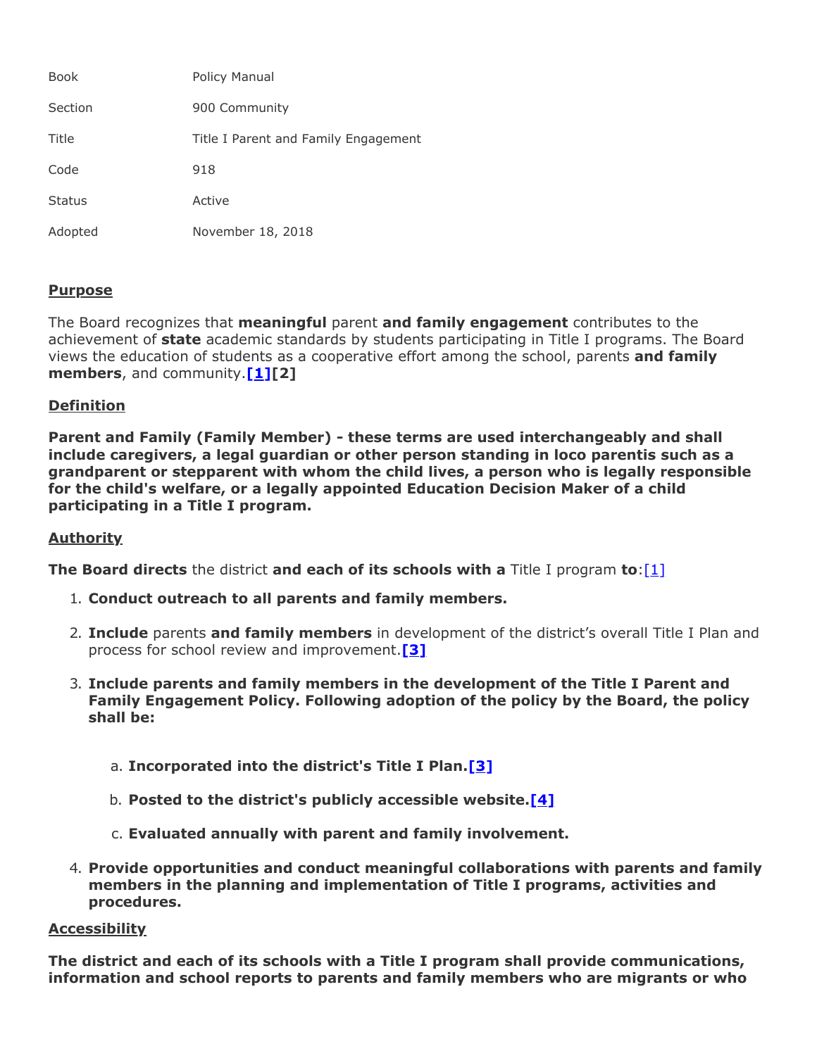| | |
|---|---|
| Book | Policy Manual |
| Section | 900 Community |
| Title | Title I Parent and Family Engagement |
| Code | 918 |
| Status | Active |
| Adopted | November 18, 2018 |

## Purpose

The Board recognizes that **meaningful** parent **and family engagement** contributes to the achievement of **state** academic standards by students participating in Title I programs. The Board views the education of students as a cooperative effort among the school, parents **and family members**, and community.**[1][2]**

## Definition

**Parent and Family (Family Member) - these terms are used interchangeably and shall include caregivers, a legal guardian or other person standing in loco parentis such as a grandparent or stepparent with whom the child lives, a person who is legally responsible for the child's welfare, or a legally appointed Education Decision Maker of a child participating in a Title I program.**

## Authority

**The Board directs** the district **and each of its schools with a** Title I program **to**:[1]

1. **Conduct outreach to all parents and family members.**
2. **Include** parents **and family members** in development of the district's overall Title I Plan and process for school review and improvement.**[3]**
3. **Include parents and family members in the development of the Title I Parent and Family Engagement Policy. Following adoption of the policy by the Board, the policy shall be:**
   a. **Incorporated into the district's Title I Plan.[3]**
   b. **Posted to the district's publicly accessible website.[4]**
   c. **Evaluated annually with parent and family involvement.**
4. **Provide opportunities and conduct meaningful collaborations with parents and family members in the planning and implementation of Title I programs, activities and procedures.**

## Accessibility

**The district and each of its schools with a Title I program shall provide communications, information and school reports to parents and family members who are migrants or who**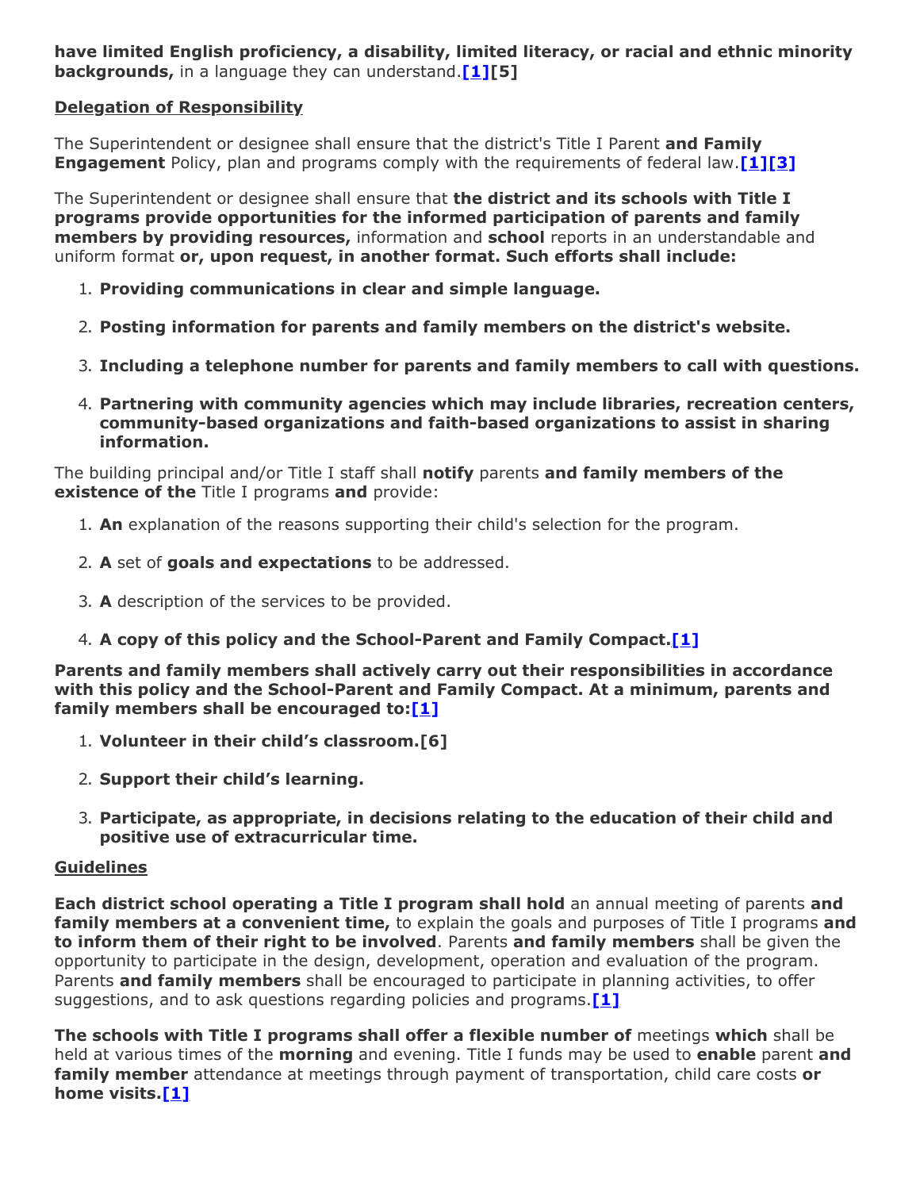**have limited English proficiency, a disability, limited literacy, or racial and ethnic minority backgrounds,** in a language they can understand.**[1][5]**

## Delegation of Responsibility

The Superintendent or designee shall ensure that the district's Title I Parent **and Family Engagement** Policy, plan and programs comply with the requirements of federal law.**[1][3]**

The Superintendent or designee shall ensure that **the district and its schools with Title I programs provide opportunities for the informed participation of parents and family members by providing resources,** information and **school** reports in an understandable and uniform format **or, upon request, in another format. Such efforts shall include:**

1. **Providing communications in clear and simple language.**
2. **Posting information for parents and family members on the district's website.**
3. **Including a telephone number for parents and family members to call with questions.**
4. **Partnering with community agencies which may include libraries, recreation centers, community-based organizations and faith-based organizations to assist in sharing information.**

The building principal and/or Title I staff shall **notify** parents **and family members of the existence of the** Title I programs **and** provide:

1. **An** explanation of the reasons supporting their child's selection for the program.
2. **A** set of **goals and expectations** to be addressed.
3. **A** description of the services to be provided.
4. **A copy of this policy and the School-Parent and Family Compact.[1]**

**Parents and family members shall actively carry out their responsibilities in accordance with this policy and the School-Parent and Family Compact. At a minimum, parents and family members shall be encouraged to:[1]**

1. **Volunteer in their child's classroom.[6]**
2. **Support their child's learning.**
3. **Participate, as appropriate, in decisions relating to the education of their child and positive use of extracurricular time.**

## Guidelines

**Each district school operating a Title I program shall hold** an annual meeting of parents **and family members at a convenient time,** to explain the goals and purposes of Title I programs **and to inform them of their right to be involved**. Parents **and family members** shall be given the opportunity to participate in the design, development, operation and evaluation of the program. Parents **and family members** shall be encouraged to participate in planning activities, to offer suggestions, and to ask questions regarding policies and programs.**[1]**

**The schools with Title I programs shall offer a flexible number of** meetings **which** shall be held at various times of the **morning** and evening. Title I funds may be used to **enable** parent **and family member** attendance at meetings through payment of transportation, child care costs **or home visits.[1]**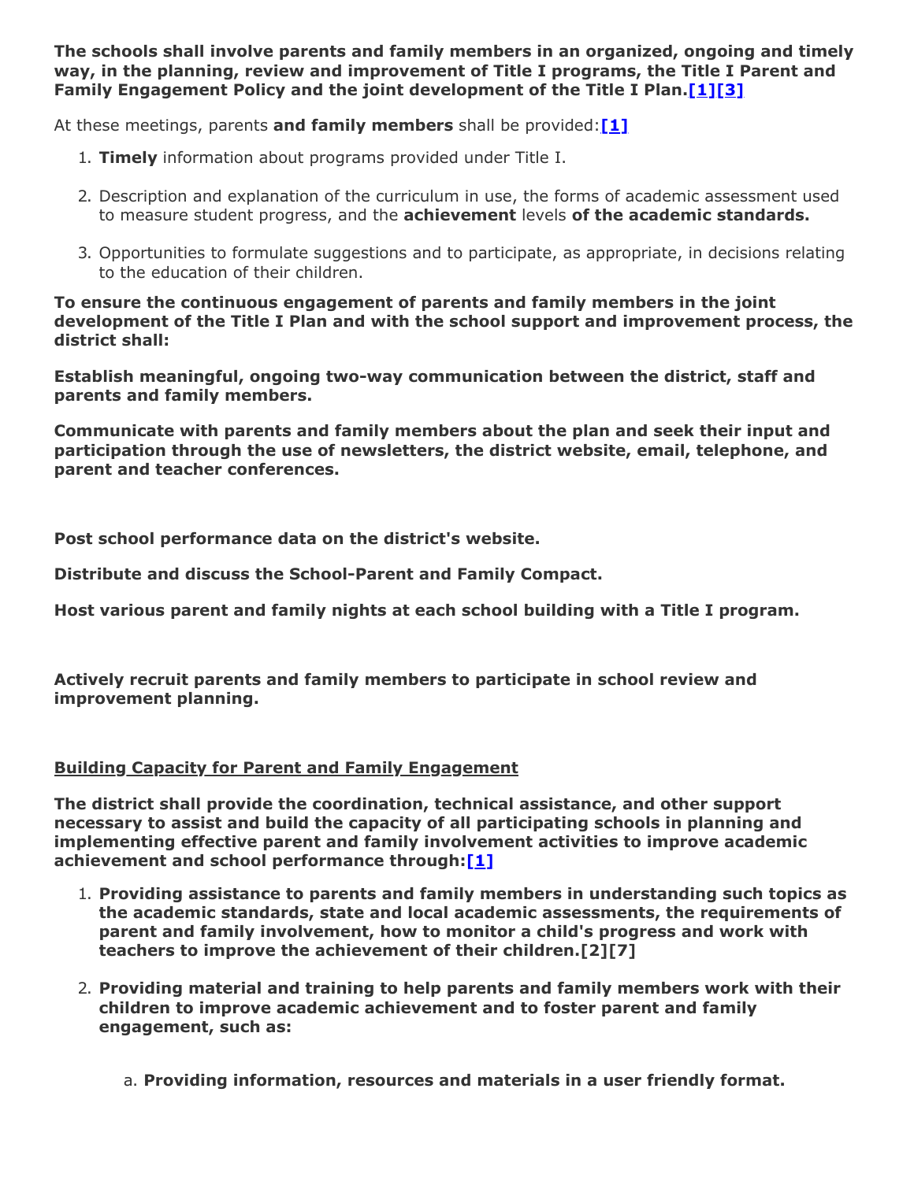**The schools shall involve parents and family members in an organized, ongoing and timely way, in the planning, review and improvement of Title I programs, the Title I Parent and Family Engagement Policy and the joint development of the Title I Plan.[1][3]**

At these meetings, parents **and family members** shall be provided:**[1]**

1. **Timely** information about programs provided under Title I.
2. Description and explanation of the curriculum in use, the forms of academic assessment used to measure student progress, and the **achievement** levels **of the academic standards.**
3. Opportunities to formulate suggestions and to participate, as appropriate, in decisions relating to the education of their children.

**To ensure the continuous engagement of parents and family members in the joint development of the Title I Plan and with the school support and improvement process, the district shall:**

**Establish meaningful, ongoing two-way communication between the district, staff and parents and family members.**

**Communicate with parents and family members about the plan and seek their input and participation through the use of newsletters, the district website, email, telephone, and parent and teacher conferences.**

**Post school performance data on the district's website.**

**Distribute and discuss the School-Parent and Family Compact.**

**Host various parent and family nights at each school building with a Title I program.**

**Actively recruit parents and family members to participate in school review and improvement planning.**

**<u>Building Capacity for Parent and Family Engagement</u>**

**The district shall provide the coordination, technical assistance, and other support necessary to assist and build the capacity of all participating schools in planning and implementing effective parent and family involvement activities to improve academic achievement and school performance through:[1]**

1. **Providing assistance to parents and family members in understanding such topics as the academic standards, state and local academic assessments, the requirements of parent and family involvement, how to monitor a child's progress and work with teachers to improve the achievement of their children.[2][7]**
2. **Providing material and training to help parents and family members work with their children to improve academic achievement and to foster parent and family engagement, such as:**

    a. **Providing information, resources and materials in a user friendly format.**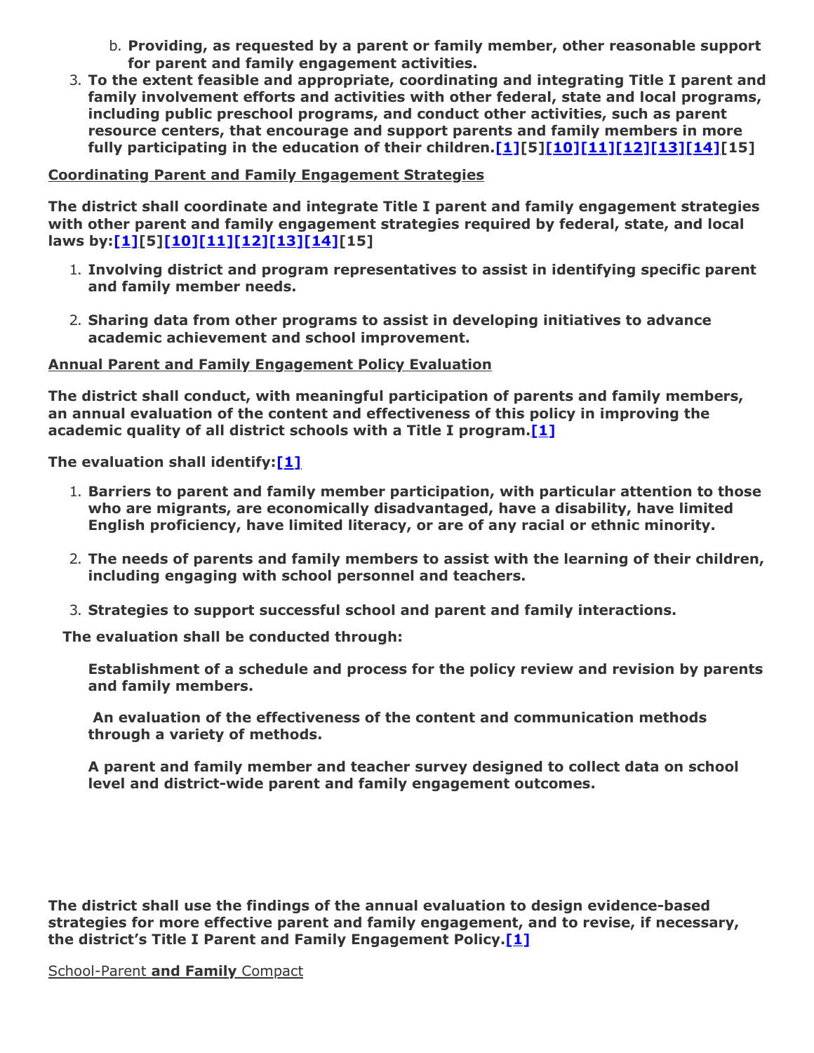b. **Providing, as requested by a parent or family member, other reasonable support for parent and family engagement activities.**
3. **To the extent feasible and appropriate, coordinating and integrating Title I parent and family involvement efforts and activities with other federal, state and local programs, including public preschool programs, and conduct other activities, such as parent resource centers, that encourage and support parents and family members in more fully participating in the education of their children.[1][5][10][11][12][13][14][15]**

**Coordinating Parent and Family Engagement Strategies**

**The district shall coordinate and integrate Title I parent and family engagement strategies with other parent and family engagement strategies required by federal, state, and local laws by:[1][5][10][11][12][13][14][15]**

1. **Involving district and program representatives to assist in identifying specific parent and family member needs.**

2. **Sharing data from other programs to assist in developing initiatives to advance academic achievement and school improvement.**

**Annual Parent and Family Engagement Policy Evaluation**

**The district shall conduct, with meaningful participation of parents and family members, an annual evaluation of the content and effectiveness of this policy in improving the academic quality of all district schools with a Title I program.[1]**

**The evaluation shall identify:[1]**

1. **Barriers to parent and family member participation, with particular attention to those who are migrants, are economically disadvantaged, have a disability, have limited English proficiency, have limited literacy, or are of any racial or ethnic minority.**

2. **The needs of parents and family members to assist with the learning of their children, including engaging with school personnel and teachers.**

3. **Strategies to support successful school and parent and family interactions.**

**The evaluation shall be conducted through:**

**Establishment of a schedule and process for the policy review and revision by parents and family members.**

**An evaluation of the effectiveness of the content and communication methods through a variety of methods.**

**A parent and family member and teacher survey designed to collect data on school level and district-wide parent and family engagement outcomes.**

**The district shall use the findings of the annual evaluation to design evidence-based strategies for more effective parent and family engagement, and to revise, if necessary, the district's Title I Parent and Family Engagement Policy.[1]**

School-Parent **and Family** Compact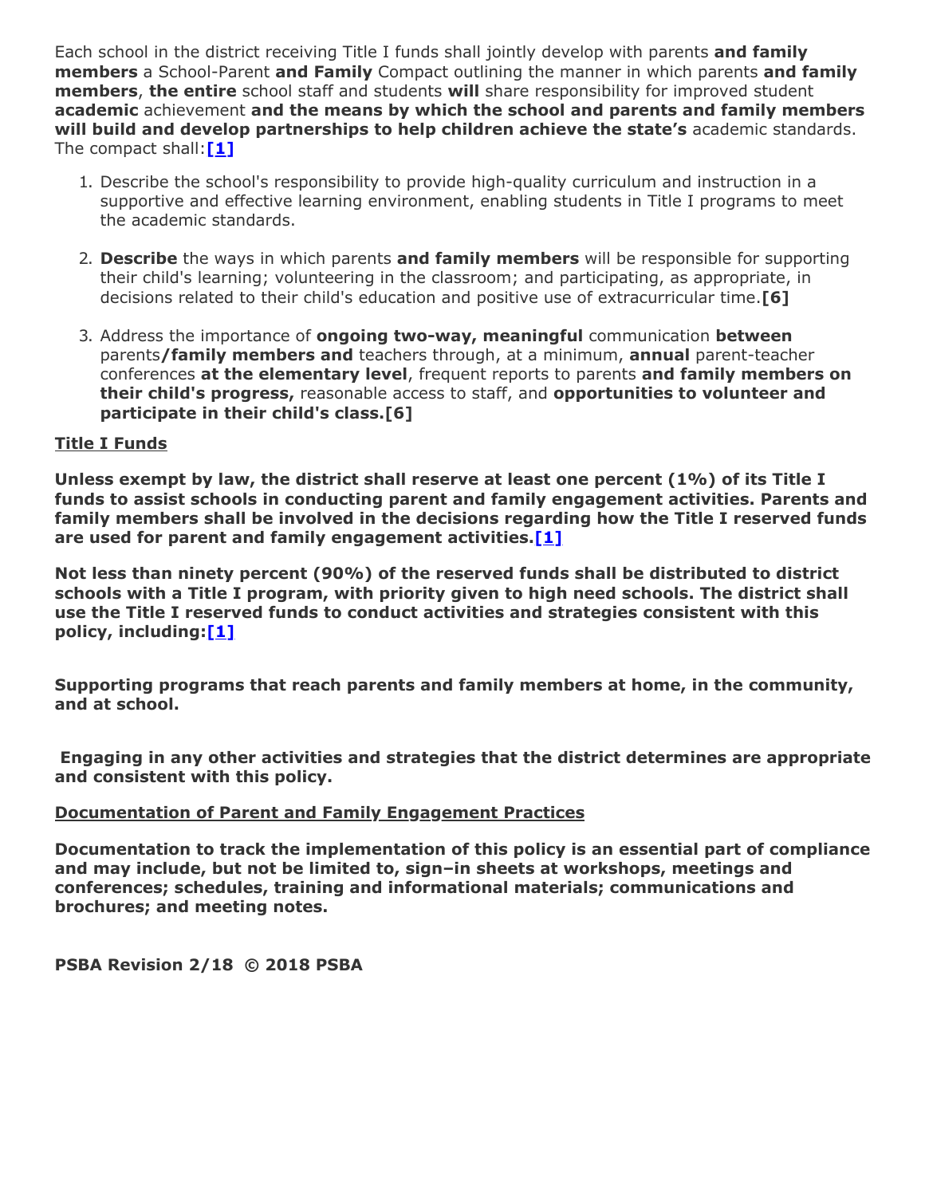Each school in the district receiving Title I funds shall jointly develop with parents **and family members** a School-Parent **and Family** Compact outlining the manner in which parents **and family members**, **the entire** school staff and students **will** share responsibility for improved student **academic** achievement **and the means by which the school and parents and family members will build and develop partnerships to help children achieve the state's** academic standards. The compact shall:**[1]**

1. Describe the school's responsibility to provide high-quality curriculum and instruction in a supportive and effective learning environment, enabling students in Title I programs to meet the academic standards.

2. **Describe** the ways in which parents **and family members** will be responsible for supporting their child's learning; volunteering in the classroom; and participating, as appropriate, in decisions related to their child's education and positive use of extracurricular time.**[6]**

3. Address the importance of **ongoing two-way, meaningful** communication **between** parents**/family members and** teachers through, at a minimum, **annual** parent-teacher conferences **at the elementary level**, frequent reports to parents **and family members on their child's progress,** reasonable access to staff, and **opportunities to volunteer and participate in their child's class.[6]**

<u>Title I Funds</u>

**Unless exempt by law, the district shall reserve at least one percent (1%) of its Title I funds to assist schools in conducting parent and family engagement activities. Parents and family members shall be involved in the decisions regarding how the Title I reserved funds are used for parent and family engagement activities.[1]**

**Not less than ninety percent (90%) of the reserved funds shall be distributed to district schools with a Title I program, with priority given to high need schools. The district shall use the Title I reserved funds to conduct activities and strategies consistent with this policy, including:[1]**

**Supporting programs that reach parents and family members at home, in the community, and at school.**

**Engaging in any other activities and strategies that the district determines are appropriate and consistent with this policy.**

<u>Documentation of Parent and Family Engagement Practices</u>

**Documentation to track the implementation of this policy is an essential part of compliance and may include, but not be limited to, sign–in sheets at workshops, meetings and conferences; schedules, training and informational materials; communications and brochures; and meeting notes.**

**PSBA Revision 2/18 © 2018 PSBA**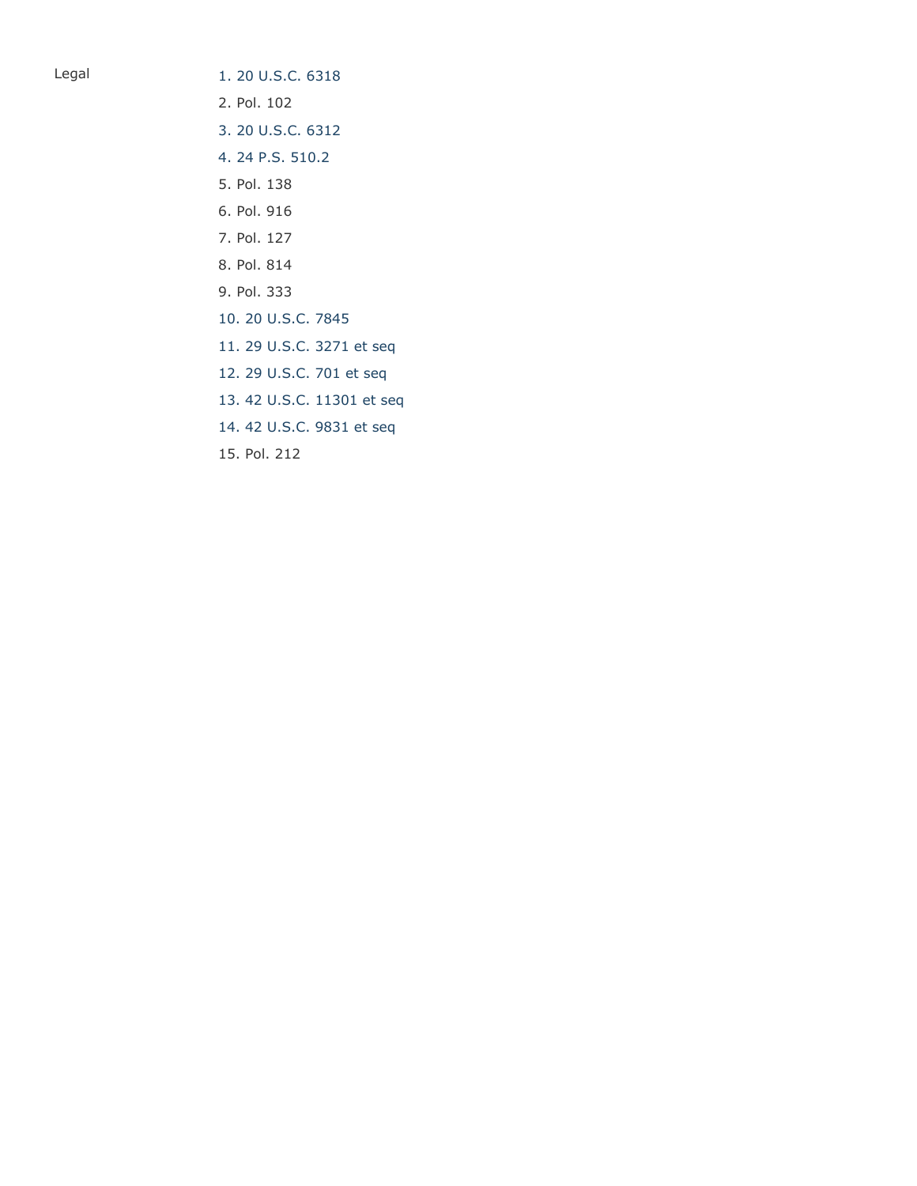Legal

1. 20 U.S.C. 6318
2. Pol. 102
3. 20 U.S.C. 6312
4. 24 P.S. 510.2
5. Pol. 138
6. Pol. 916
7. Pol. 127
8. Pol. 814
9. Pol. 333
10. 20 U.S.C. 7845
11. 29 U.S.C. 3271 et seq
12. 29 U.S.C. 701 et seq
13. 42 U.S.C. 11301 et seq
14. 42 U.S.C. 9831 et seq
15. Pol. 212